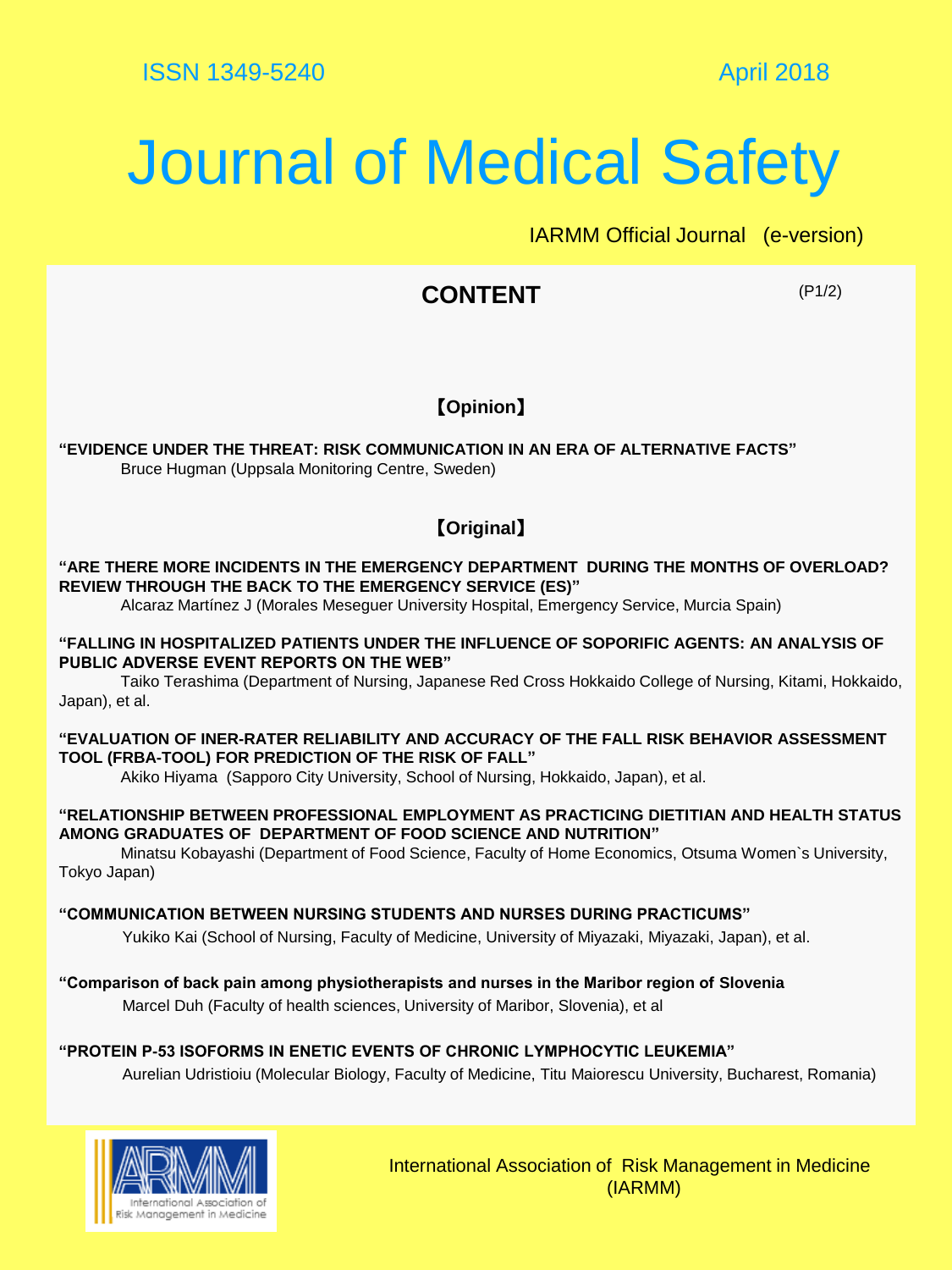ISSN 1349-5240 April 2018

# Journal of Medical Safety

IARMM Official Journal (e-version)

## CONTENT

(P1/2)

### 【Opinion】

**"EVIDENCE UNDER THE THREAT: RISK COMMUNICATION IN AN ERA OF ALTERNATIVE FACTS"**
Bruce Hugman (Uppsala Monitoring Centre, Sweden)

### 【Original】

**"ARE THERE MORE INCIDENTS IN THE EMERGENCY DEPARTMENT DURING THE MONTHS OF OVERLOAD? REVIEW THROUGH THE BACK TO THE EMERGENCY SERVICE (ES)"**
Alcaraz Martínez J (Morales Meseguer University Hospital, Emergency Service, Murcia Spain)

**"FALLING IN HOSPITALIZED PATIENTS UNDER THE INFLUENCE OF SOPORIFIC AGENTS: AN ANALYSIS OF PUBLIC ADVERSE EVENT REPORTS ON THE WEB"**
Taiko Terashima (Department of Nursing, Japanese Red Cross Hokkaido College of Nursing, Kitami, Hokkaido, Japan), et al.

**"EVALUATION OF INER-RATER RELIABILITY AND ACCURACY OF THE FALL RISK BEHAVIOR ASSESSMENT TOOL (FRBA-TOOL) FOR PREDICTION OF THE RISK OF FALL"**
Akiko Hiyama (Sapporo City University, School of Nursing, Hokkaido, Japan), et al.

**"RELATIONSHIP BETWEEN PROFESSIONAL EMPLOYMENT AS PRACTICING DIETITIAN AND HEALTH STATUS AMONG GRADUATES OF DEPARTMENT OF FOOD SCIENCE AND NUTRITION"**
Minatsu Kobayashi (Department of Food Science, Faculty of Home Economics, Otsuma Women`s University, Tokyo Japan)

**"COMMUNICATION BETWEEN NURSING STUDENTS AND NURSES DURING PRACTICUMS"**
Yukiko Kai (School of Nursing, Faculty of Medicine, University of Miyazaki, Miyazaki, Japan), et al.

**"Comparison of back pain among physiotherapists and nurses in the Maribor region of Slovenia**
Marcel Duh (Faculty of health sciences, University of Maribor, Slovenia), et al

**"PROTEIN P-53 ISOFORMS IN ENETIC EVENTS OF CHRONIC LYMPHOCYTIC LEUKEMIA"**
Aurelian Udristioiu (Molecular Biology, Faculty of Medicine, Titu Maiorescu University, Bucharest, Romania)

IARMM International Association of Risk Management in Medicine

International Association of Risk Management in Medicine (IARMM)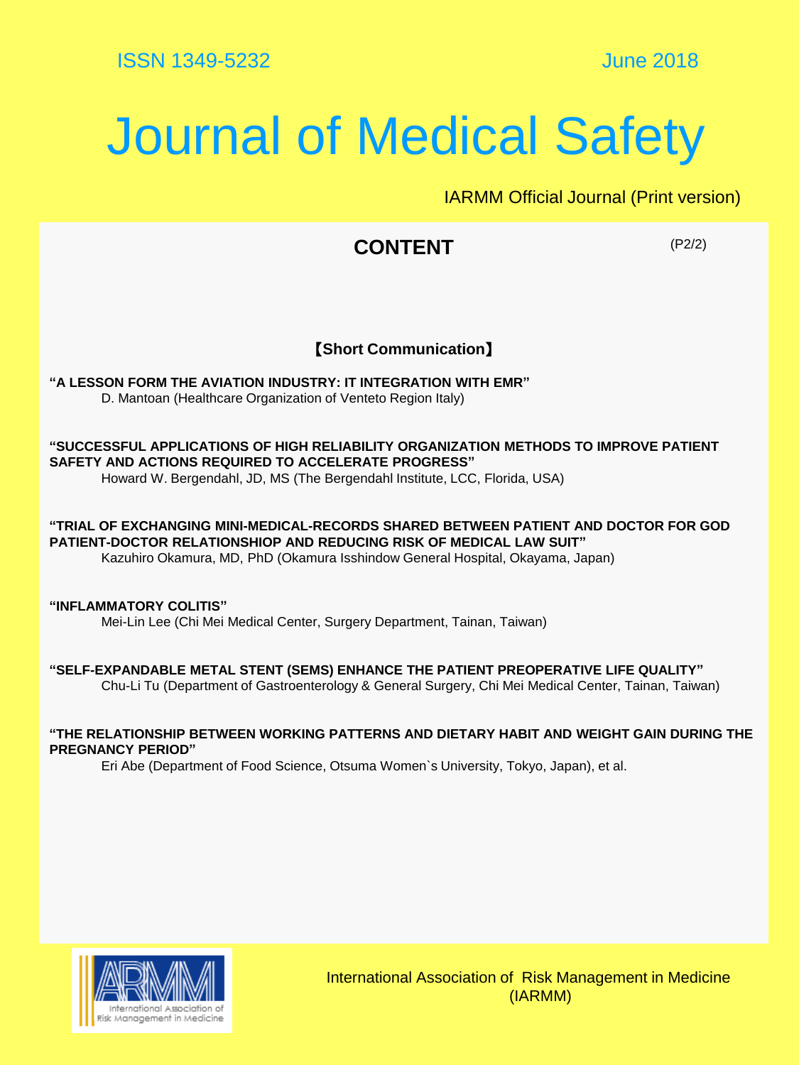ISSN 1349-5232 June 2018

# Journal of Medical Safety

IARMM Official Journal (Print version)

## CONTENT

(P2/2)

### 【Short Communication】

**"A LESSON FORM THE AVIATION INDUSTRY: IT INTEGRATION WITH EMR"**
D. Mantoan (Healthcare Organization of Venteto Region Italy)

**"SUCCESSFUL APPLICATIONS OF HIGH RELIABILITY ORGANIZATION METHODS TO IMPROVE PATIENT SAFETY AND ACTIONS REQUIRED TO ACCELERATE PROGRESS"**
Howard W. Bergendahl, JD, MS (The Bergendahl Institute, LCC, Florida, USA)

**"TRIAL OF EXCHANGING MINI-MEDICAL-RECORDS SHARED BETWEEN PATIENT AND DOCTOR FOR GOD PATIENT-DOCTOR RELATIONSHIOP AND REDUCING RISK OF MEDICAL LAW SUIT"**
Kazuhiro Okamura, MD, PhD (Okamura Isshindow General Hospital, Okayama, Japan)

**"INFLAMMATORY COLITIS"**
Mei-Lin Lee (Chi Mei Medical Center, Surgery Department, Tainan, Taiwan)

**"SELF-EXPANDABLE METAL STENT (SEMS) ENHANCE THE PATIENT PREOPERATIVE LIFE QUALITY"**
Chu-Li Tu (Department of Gastroenterology & General Surgery, Chi Mei Medical Center, Tainan, Taiwan)

**"THE RELATIONSHIP BETWEEN WORKING PATTERNS AND DIETARY HABIT AND WEIGHT GAIN DURING THE PREGNANCY PERIOD"**
Eri Abe (Department of Food Science, Otsuma Women`s University, Tokyo, Japan), et al.

International Association of Risk Management in Medicine (IARMM)